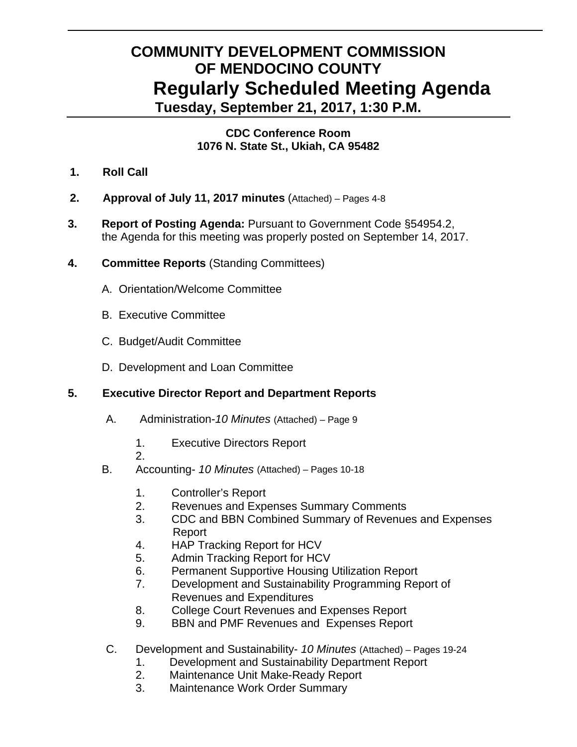# COMMUNITY DEVELOPMENT COMMISSION OF MENDOCINO COUNTY

## Regularly Scheduled Meeting Agenda

### Tuesday, September 21, 2017, 1:30 P.M.

**CDC Conference Room**
**1076 N. State St., Ukiah, CA 95482**

1. **Roll Call**

2. **Approval of July 11, 2017 minutes** (Attached) – Pages 4-8

3. **Report of Posting Agenda:** Pursuant to Government Code §54954.2, the Agenda for this meeting was properly posted on September 14, 2017.

4. **Committee Reports** (Standing Committees)

   A. Orientation/Welcome Committee

   B. Executive Committee

   C. Budget/Audit Committee

   D. Development and Loan Committee

5. **Executive Director Report and Department Reports**

   A. Administration-*10 Minutes* (Attached) – Page 9

      1. Executive Directors Report
      2.

   B. Accounting- *10 Minutes* (Attached) – Pages 10-18

      1. Controller's Report
      2. Revenues and Expenses Summary Comments
      3. CDC and BBN Combined Summary of Revenues and Expenses Report
      4. HAP Tracking Report for HCV
      5. Admin Tracking Report for HCV
      6. Permanent Supportive Housing Utilization Report
      7. Development and Sustainability Programming Report of Revenues and Expenditures
      8. College Court Revenues and Expenses Report
      9. BBN and PMF Revenues and Expenses Report

   C. Development and Sustainability- *10 Minutes* (Attached) – Pages 19-24

      1. Development and Sustainability Department Report
      2. Maintenance Unit Make-Ready Report
      3. Maintenance Work Order Summary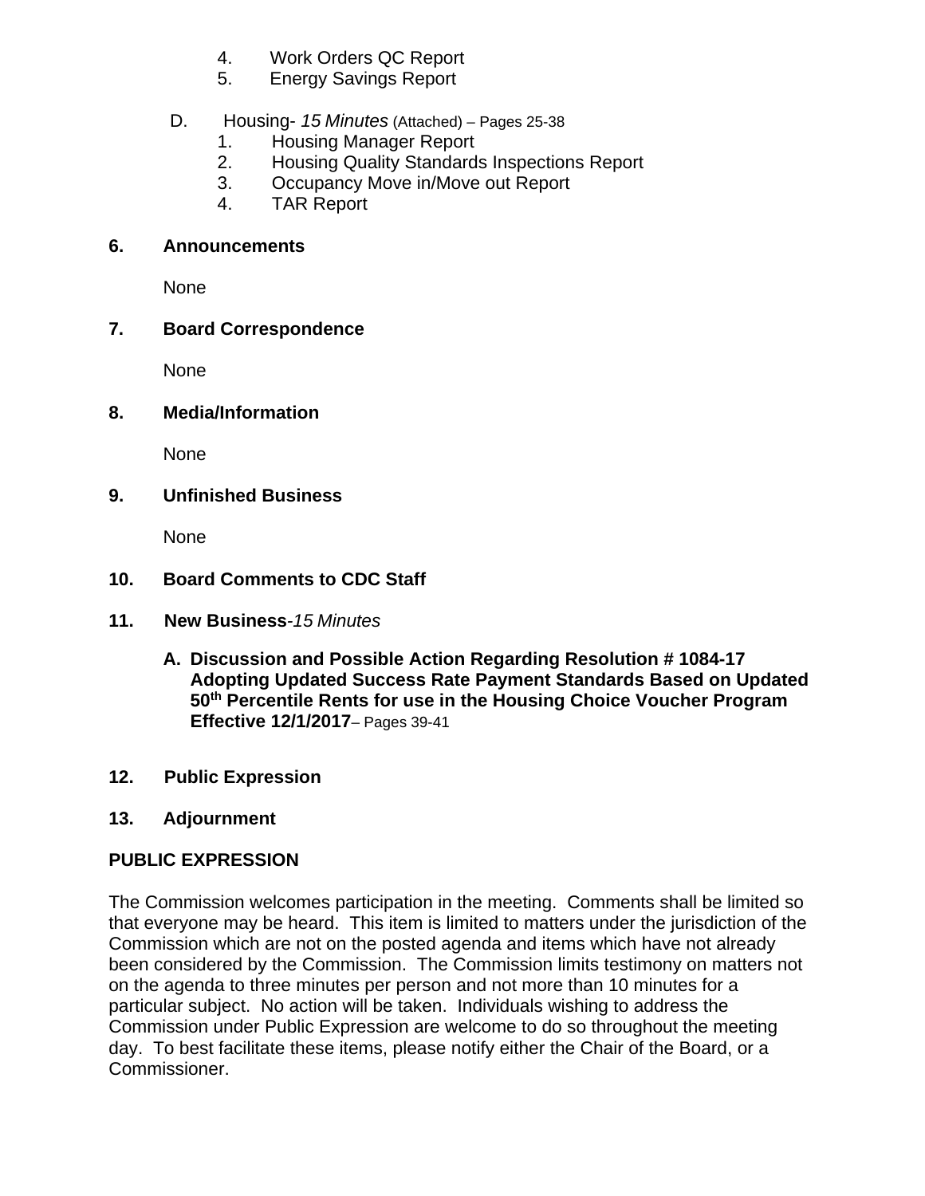4. Work Orders QC Report
5. Energy Savings Report

D. Housing- *15 Minutes* (Attached) – Pages 25-38
1. Housing Manager Report
2. Housing Quality Standards Inspections Report
3. Occupancy Move in/Move out Report
4. TAR Report

**6. Announcements**

None

**7. Board Correspondence**

None

**8. Media/Information**

None

**9. Unfinished Business**

None

**10. Board Comments to CDC Staff**

**11. New Business**-*15 Minutes*

**A. Discussion and Possible Action Regarding Resolution # 1084-17 Adopting Updated Success Rate Payment Standards Based on Updated 50th Percentile Rents for use in the Housing Choice Voucher Program Effective 12/1/2017**– Pages 39-41

**12. Public Expression**

**13. Adjournment**

**PUBLIC EXPRESSION**

The Commission welcomes participation in the meeting. Comments shall be limited so that everyone may be heard. This item is limited to matters under the jurisdiction of the Commission which are not on the posted agenda and items which have not already been considered by the Commission. The Commission limits testimony on matters not on the agenda to three minutes per person and not more than 10 minutes for a particular subject. No action will be taken. Individuals wishing to address the Commission under Public Expression are welcome to do so throughout the meeting day. To best facilitate these items, please notify either the Chair of the Board, or a Commissioner.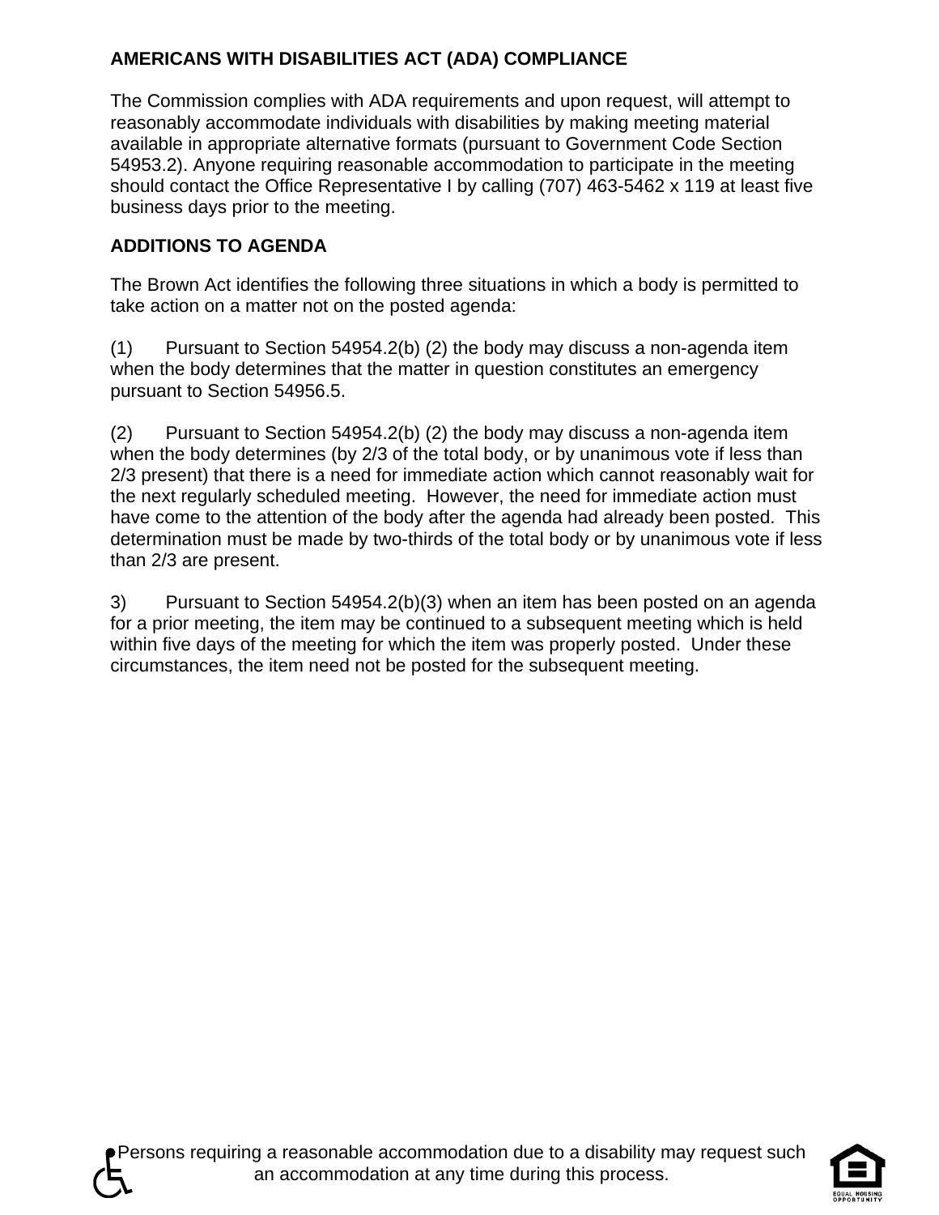## AMERICANS WITH DISABILITIES ACT (ADA) COMPLIANCE

The Commission complies with ADA requirements and upon request, will attempt to reasonably accommodate individuals with disabilities by making meeting material available in appropriate alternative formats (pursuant to Government Code Section 54953.2). Anyone requiring reasonable accommodation to participate in the meeting should contact the Office Representative I by calling (707) 463-5462 x 119 at least five business days prior to the meeting.

## ADDITIONS TO AGENDA

The Brown Act identifies the following three situations in which a body is permitted to take action on a matter not on the posted agenda:

(1) Pursuant to Section 54954.2(b) (2) the body may discuss a non-agenda item when the body determines that the matter in question constitutes an emergency pursuant to Section 54956.5.

(2) Pursuant to Section 54954.2(b) (2) the body may discuss a non-agenda item when the body determines (by 2/3 of the total body, or by unanimous vote if less than 2/3 present) that there is a need for immediate action which cannot reasonably wait for the next regularly scheduled meeting. However, the need for immediate action must have come to the attention of the body after the agenda had already been posted. This determination must be made by two-thirds of the total body or by unanimous vote if less than 2/3 are present.

3) Pursuant to Section 54954.2(b)(3) when an item has been posted on an agenda for a prior meeting, the item may be continued to a subsequent meeting which is held within five days of the meeting for which the item was properly posted. Under these circumstances, the item need not be posted for the subsequent meeting.

Persons requiring a reasonable accommodation due to a disability may request such an accommodation at any time during this process.